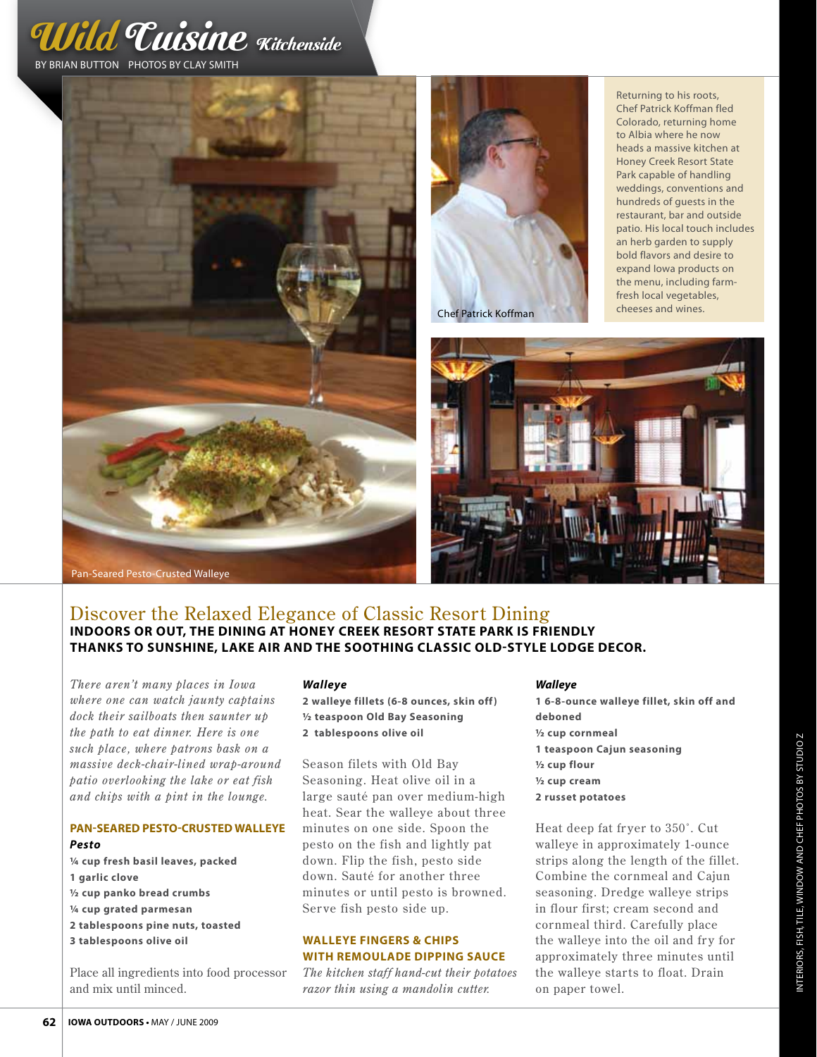# Wild Cuisine Kitchenside

BY BRIAN BUTTON PHOTOS BY CLAY SMITH

Pan-Seared Pesto-Crusted Walleye

Chef Patrick Koffman

Returning to his roots, Chef Patrick Koffman fled Colorado, returning home to Albia where he now heads a massive kitchen at Honey Creek Resort State Park capable of handling weddings, conventions and hundreds of guests in the restaurant, bar and outside patio. His local touch includes an herb garden to supply bold flavors and desire to expand Iowa products on the menu, including farm-fresh local vegetables, cheeses and wines.

## Discover the Relaxed Elegance of Classic Resort Dining

**INDOORS OR OUT, THE DINING AT HONEY CREEK RESORT STATE PARK IS FRIENDLY THANKS TO SUNSHINE, LAKE AIR AND THE SOOTHING CLASSIC OLD-STYLE LODGE DECOR.**

*There aren't many places in Iowa where one can watch jaunty captains dock their sailboats then saunter up the path to eat dinner. Here is one such place, where patrons bask on a massive deck-chair-lined wrap-around patio overlooking the lake or eat fish and chips with a pint in the lounge.*

### PAN-SEARED PESTO-CRUSTED WALLEYE

***Pesto***

**¼ cup fresh basil leaves, packed**
**1 garlic clove**
**½ cup panko bread crumbs**
**¼ cup grated parmesan**
**2 tablespoons pine nuts, toasted**
**3 tablespoons olive oil**

Place all ingredients into food processor and mix until minced.

***Walleye***

**2 walleye fillets (6-8 ounces, skin off)**
**½ teaspoon Old Bay Seasoning**
**2 tablespoons olive oil**

Season filets with Old Bay Seasoning. Heat olive oil in a large sauté pan over medium-high heat. Sear the walleye about three minutes on one side. Spoon the pesto on the fish and lightly pat down. Flip the fish, pesto side down. Sauté for another three minutes or until pesto is browned. Serve fish pesto side up.

### WALLEYE FINGERS & CHIPS WITH REMOULADE DIPPING SAUCE

*The kitchen staff hand-cut their potatoes razor thin using a mandolin cutter.*

***Walleye***

**1 6-8-ounce walleye fillet, skin off and deboned**
**½ cup cornmeal**
**1 teaspoon Cajun seasoning**
**½ cup flour**
**½ cup cream**
**2 russet potatoes**

Heat deep fat fryer to 350˚. Cut walleye in approximately 1-ounce strips along the length of the fillet. Combine the cornmeal and Cajun seasoning. Dredge walleye strips in flour first; cream second and cornmeal third. Carefully place the walleye into the oil and fry for approximately three minutes until the walleye starts to float. Drain on paper towel.

INTERIORS, FISH TILE, WINDOW AND CHEF PHOTOS BY STUDIO Z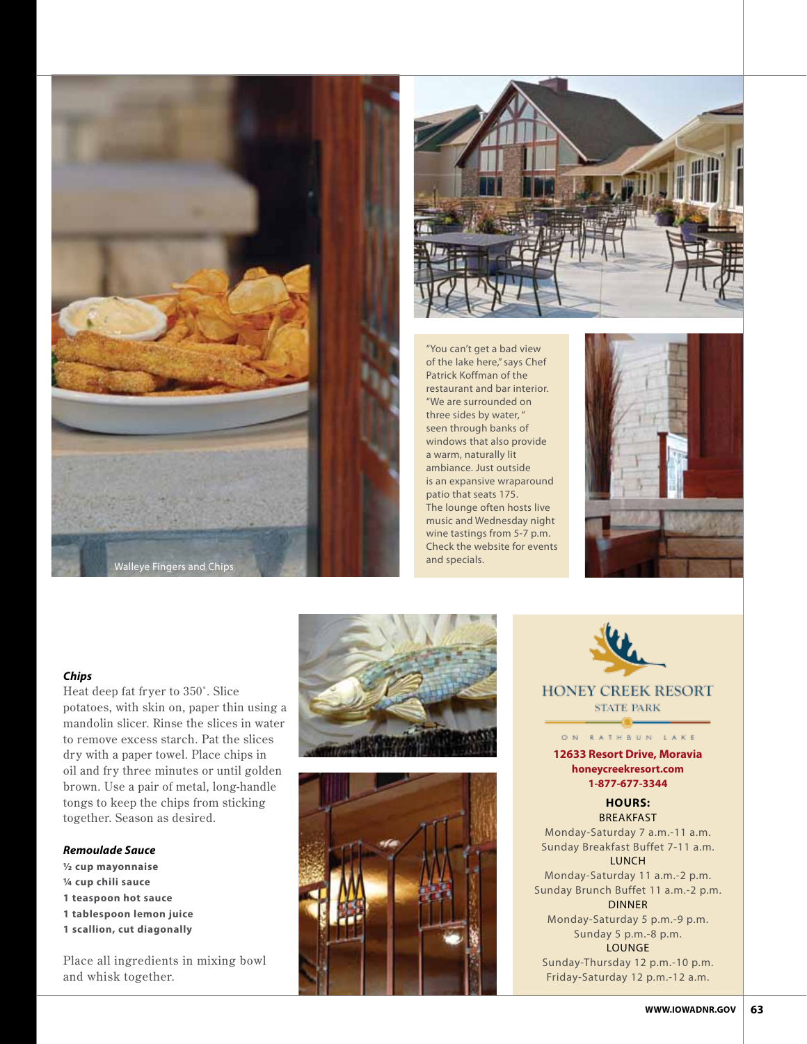Walleye Fingers and Chips

"You can't get a bad view of the lake here," says Chef Patrick Koffman of the restaurant and bar interior. "We are surrounded on three sides by water, " seen through banks of windows that also provide a warm, naturally lit ambiance. Just outside is an expansive wraparound patio that seats 175. The lounge often hosts live music and Wednesday night wine tastings from 5-7 p.m. Check the website for events and specials.

***Chips***

Heat deep fat fryer to 350˚. Slice potatoes, with skin on, paper thin using a mandolin slicer. Rinse the slices in water to remove excess starch. Pat the slices dry with a paper towel. Place chips in oil and fry three minutes or until golden brown. Use a pair of metal, long-handle tongs to keep the chips from sticking together. Season as desired.

***Remoulade Sauce***

**½ cup mayonnaise**
**¼ cup chili sauce**
**1 teaspoon hot sauce**
**1 tablespoon lemon juice**
**1 scallion, cut diagonally**

Place all ingredients in mixing bowl and whisk together.

HONEY CREEK RESORT
STATE PARK
ON RATHBUN LAKE

**12633 Resort Drive, Moravia**
**honeycreekresort.com**
**1-877-677-3344**

**HOURS:**

BREAKFAST
Monday-Saturday 7 a.m.-11 a.m.
Sunday Breakfast Buffet 7-11 a.m.

LUNCH
Monday-Saturday 11 a.m.-2 p.m.
Sunday Brunch Buffet 11 a.m.-2 p.m.

DINNER
Monday-Saturday 5 p.m.-9 p.m.
Sunday 5 p.m.-8 p.m.

LOUNGE
Sunday-Thursday 12 p.m.-10 p.m.
Friday-Saturday 12 p.m.-12 a.m.